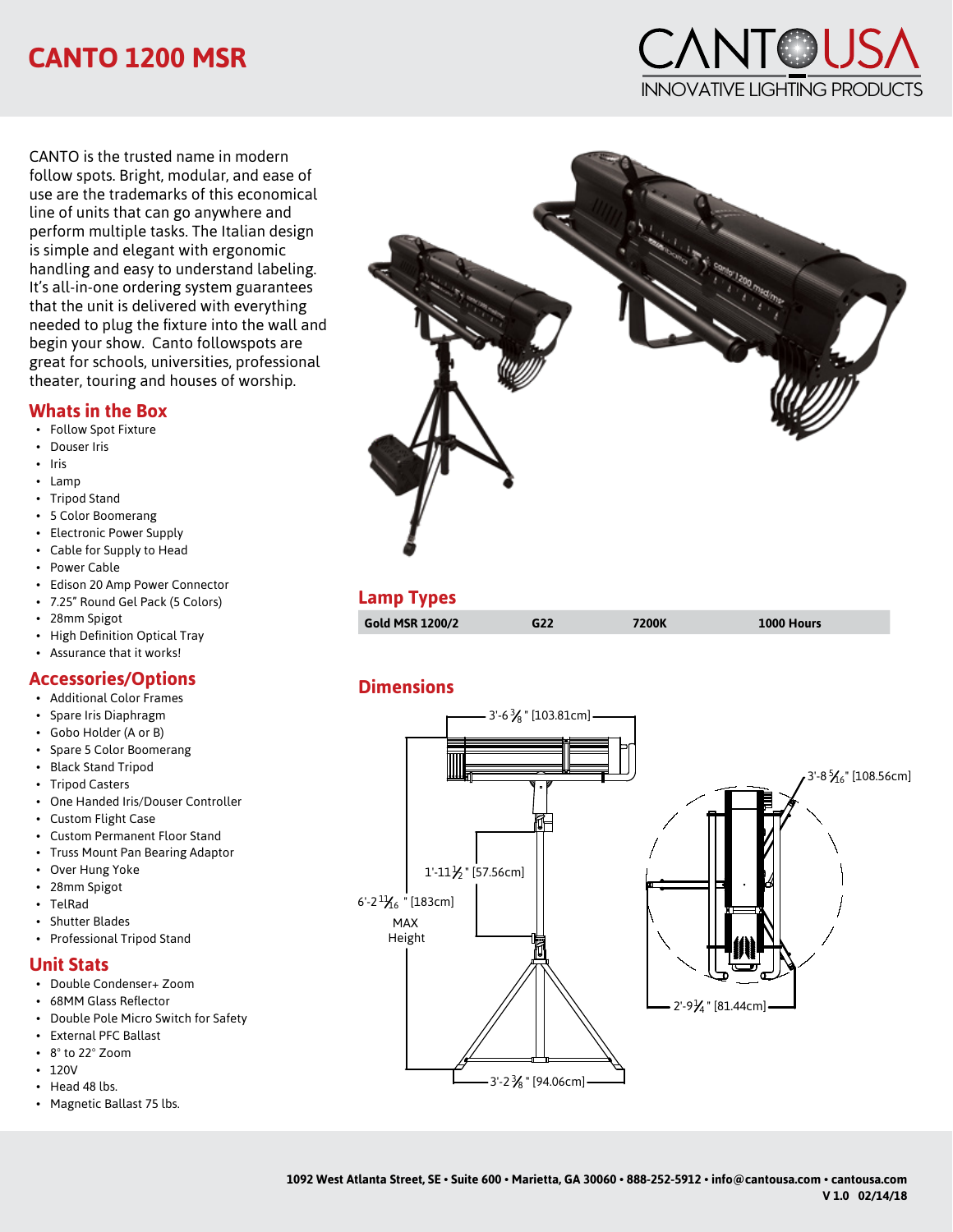# CANTO 1200 MSR

CANTO USA
INNOVATIVE LIGHTING PRODUCTS

CANTO is the trusted name in modern follow spots. Bright, modular, and ease of use are the trademarks of this economical line of units that can go anywhere and perform multiple tasks. The Italian design is simple and elegant with ergonomic handling and easy to understand labeling. It's all-in-one ordering system guarantees that the unit is delivered with everything needed to plug the fixture into the wall and begin your show. Canto followspots are great for schools, universities, professional theater, touring and houses of worship.

## Whats in the Box

- Follow Spot Fixture
- Douser Iris
- Iris
- Lamp
- Tripod Stand
- 5 Color Boomerang
- Electronic Power Supply
- Cable for Supply to Head
- Power Cable
- Edison 20 Amp Power Connector
- 7.25" Round Gel Pack (5 Colors)
- 28mm Spigot
- High Definition Optical Tray
- Assurance that it works!

## Accessories/Options

- Additional Color Frames
- Spare Iris Diaphragm
- Gobo Holder (A or B)
- Spare 5 Color Boomerang
- Black Stand Tripod
- Tripod Casters
- One Handed Iris/Douser Controller
- Custom Flight Case
- Custom Permanent Floor Stand
- Truss Mount Pan Bearing Adaptor
- Over Hung Yoke
- 28mm Spigot
- TelRad
- Shutter Blades
- Professional Tripod Stand

## Unit Stats

- Double Condenser+ Zoom
- 68MM Glass Reflector
- Double Pole Micro Switch for Safety
- External PFC Ballast
- 8° to 22° Zoom
- 120V
- Head 48 lbs.
- Magnetic Ballast 75 lbs.

## Lamp Types

| Gold MSR 1200/2 | G22 | 7200K | 1000 Hours |
|---|---|---|---|

## Dimensions

3'-6 3/8" [103.81cm]

1'-11 1/2" [57.56cm]

6'-2 11/16" [183cm] MAX Height

3'-2 3/8" [94.06cm]

3'-8 5/16" [108.56cm]

2'-9 1/4" [81.44cm]

1092 West Atlanta Street, SE • Suite 600 • Marietta, GA 30060 • 888-252-5912 • info@cantousa.com • cantousa.com
V 1.0 02/14/18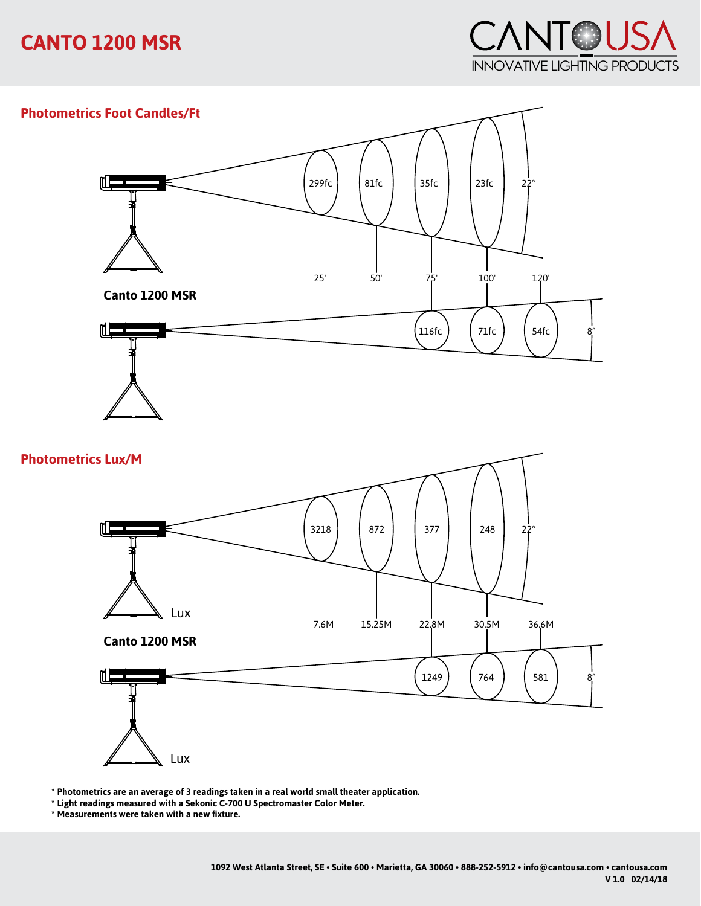# CANTO 1200 MSR

CANTO USA
INNOVATIVE LIGHTING PRODUCTS

## Photometrics Foot Candles/Ft

299fc
81fc
35fc
23fc
22°
25'
50'
75'
100'
120'

Canto 1200 MSR

116fc
71fc
54fc
8°

## Photometrics Lux/M

3218
872
377
248
22°
Lux
7.6M
15.25M
22.8M
30.5M
36.6M

Canto 1200 MSR

1249
764
581
8°
Lux

* **Photometrics are an average of 3 readings taken in a real world small theater application.**
* **Light readings measured with a Sekonic C-700 U Spectromaster Color Meter.**
* **Measurements were taken with a new fixture.**

**1092 West Atlanta Street, SE • Suite 600 • Marietta, GA 30060 • 888-252-5912 • info@cantousa.com • cantousa.com**
**V 1.0 02/14/18**